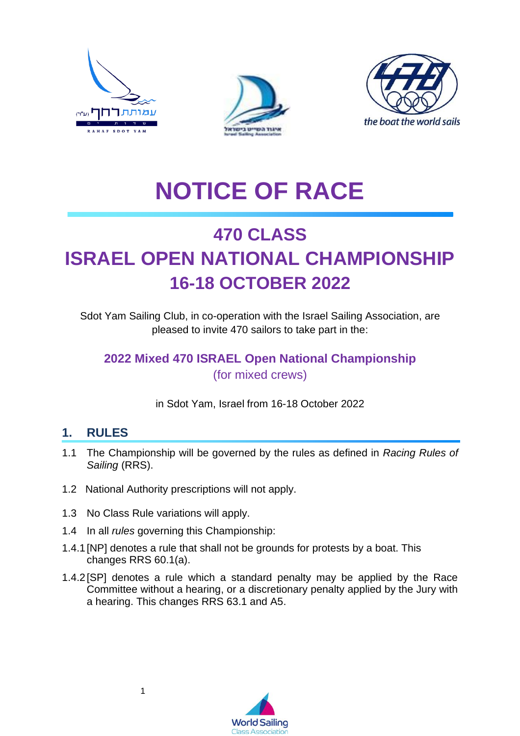# NOTICE OF RACE

## 470 CLASS
## ISRAEL OPEN NATIONAL CHAMPIONSHIP
## 16-18 OCTOBER 2022

Sdot Yam Sailing Club, in co-operation with the Israel Sailing Association, are pleased to invite 470 sailors to take part in the:

**2022 Mixed 470 ISRAEL Open National Championship**
(for mixed crews)

in Sdot Yam, Israel from 16-18 October 2022

## 1. RULES

1.1 The Championship will be governed by the rules as defined in *Racing Rules of Sailing* (RRS).

1.2 National Authority prescriptions will not apply.

1.3 No Class Rule variations will apply.

1.4 In all *rules* governing this Championship:

1.4.1 [NP] denotes a rule that shall not be grounds for protests by a boat. This changes RRS 60.1(a).

1.4.2 [SP] denotes a rule which a standard penalty may be applied by the Race Committee without a hearing, or a discretionary penalty applied by the Jury with a hearing. This changes RRS 63.1 and A5.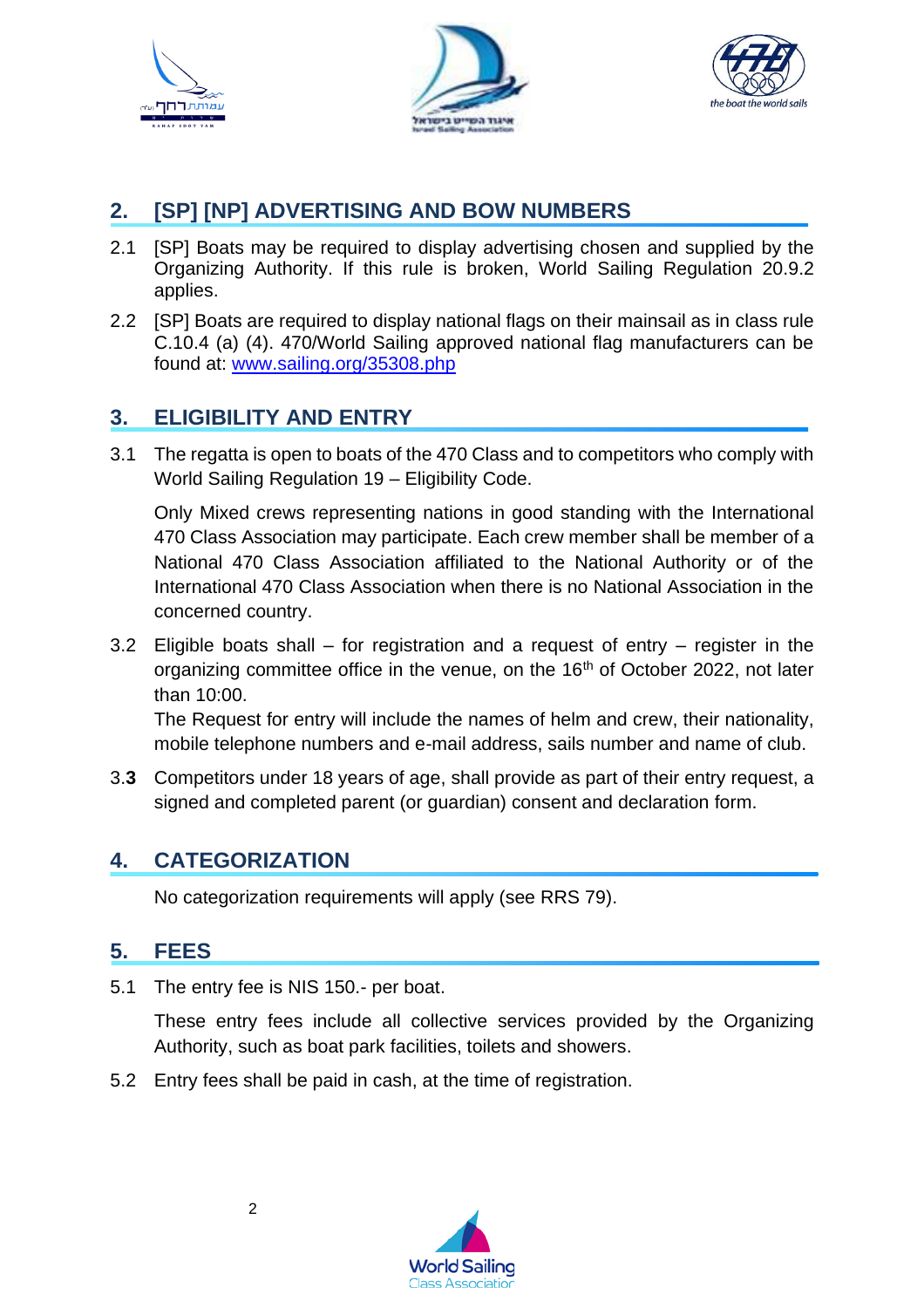## 2. [SP] [NP] ADVERTISING AND BOW NUMBERS

2.1 [SP] Boats may be required to display advertising chosen and supplied by the Organizing Authority. If this rule is broken, World Sailing Regulation 20.9.2 applies.

2.2 [SP] Boats are required to display national flags on their mainsail as in class rule C.10.4 (a) (4). 470/World Sailing approved national flag manufacturers can be found at: [www.sailing.org/35308.php](www.sailing.org/35308.php)

## 3. ELIGIBILITY AND ENTRY

3.1 The regatta is open to boats of the 470 Class and to competitors who comply with World Sailing Regulation 19 – Eligibility Code.

Only Mixed crews representing nations in good standing with the International 470 Class Association may participate. Each crew member shall be member of a National 470 Class Association affiliated to the National Authority or of the International 470 Class Association when there is no National Association in the concerned country.

3.2 Eligible boats shall – for registration and a request of entry – register in the organizing committee office in the venue, on the 16th of October 2022, not later than 10:00.

The Request for entry will include the names of helm and crew, their nationality, mobile telephone numbers and e-mail address, sails number and name of club.

3.**3** Competitors under 18 years of age, shall provide as part of their entry request, a signed and completed parent (or guardian) consent and declaration form.

## 4. CATEGORIZATION

No categorization requirements will apply (see RRS 79).

## 5. FEES

5.1 The entry fee is NIS 150.- per boat.

These entry fees include all collective services provided by the Organizing Authority, such as boat park facilities, toilets and showers.

5.2 Entry fees shall be paid in cash, at the time of registration.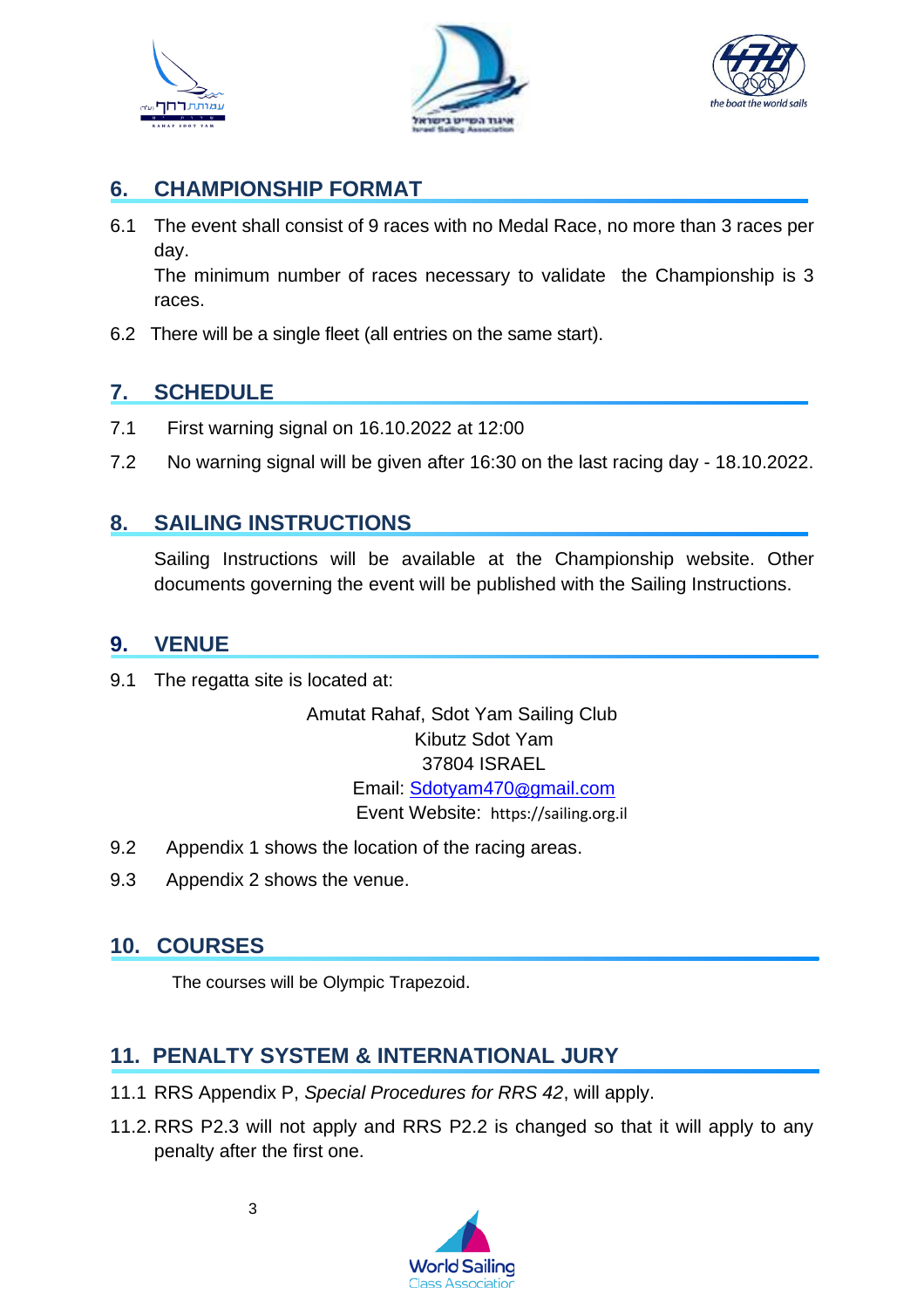## 6. CHAMPIONSHIP FORMAT

6.1 The event shall consist of 9 races with no Medal Race, no more than 3 races per day.
The minimum number of races necessary to validate the Championship is 3 races.

6.2 There will be a single fleet (all entries on the same start).

## 7. SCHEDULE

7.1 First warning signal on 16.10.2022 at 12:00

7.2 No warning signal will be given after 16:30 on the last racing day - 18.10.2022.

## 8. SAILING INSTRUCTIONS

Sailing Instructions will be available at the Championship website. Other documents governing the event will be published with the Sailing Instructions.

## 9. VENUE

9.1 The regatta site is located at:

Amutat Rahaf, Sdot Yam Sailing Club
Kibutz Sdot Yam
37804 ISRAEL
Email: Sdotyam470@gmail.com
Event Website: https://sailing.org.il

9.2 Appendix 1 shows the location of the racing areas.

9.3 Appendix 2 shows the venue.

## 10. COURSES

The courses will be Olympic Trapezoid.

## 11. PENALTY SYSTEM & INTERNATIONAL JURY

11.1 RRS Appendix P, *Special Procedures for RRS 42*, will apply.

11.2. RRS P2.3 will not apply and RRS P2.2 is changed so that it will apply to any penalty after the first one.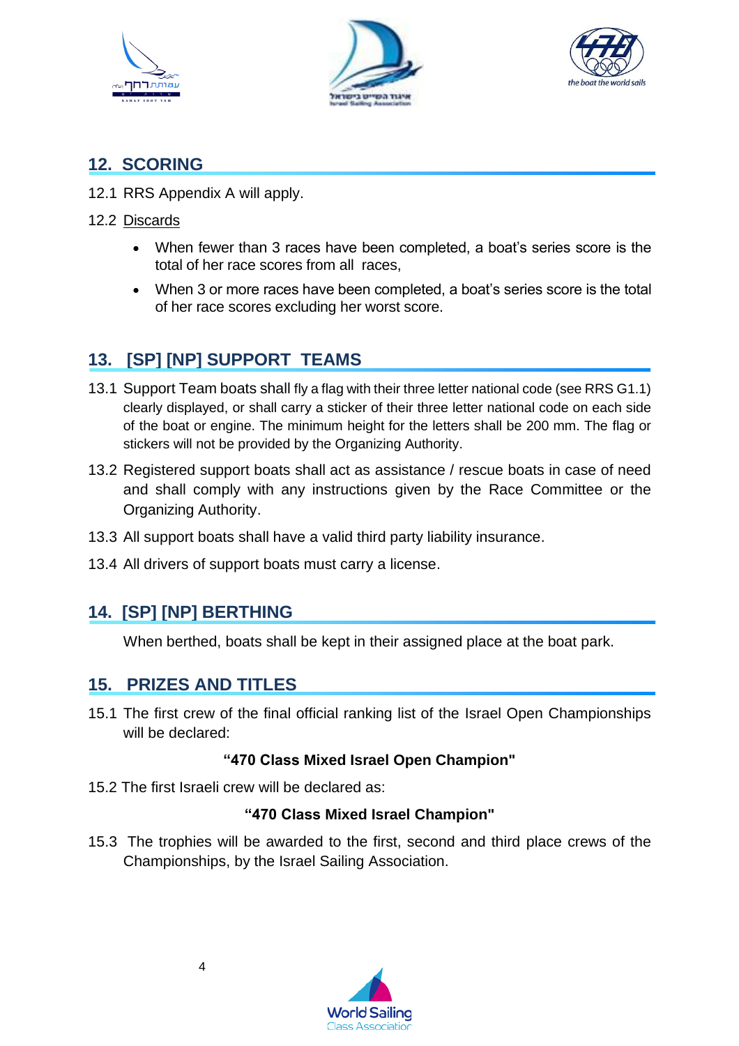## 12. SCORING

12.1 RRS Appendix A will apply.

12.2 Discards

- When fewer than 3 races have been completed, a boat's series score is the total of her race scores from all races,
- When 3 or more races have been completed, a boat's series score is the total of her race scores excluding her worst score.

## 13. [SP] [NP] SUPPORT TEAMS

13.1 Support Team boats shall fly a flag with their three letter national code (see RRS G1.1) clearly displayed, or shall carry a sticker of their three letter national code on each side of the boat or engine. The minimum height for the letters shall be 200 mm. The flag or stickers will not be provided by the Organizing Authority.

13.2 Registered support boats shall act as assistance / rescue boats in case of need and shall comply with any instructions given by the Race Committee or the Organizing Authority.

13.3 All support boats shall have a valid third party liability insurance.

13.4 All drivers of support boats must carry a license.

## 14. [SP] [NP] BERTHING

When berthed, boats shall be kept in their assigned place at the boat park.

## 15. PRIZES AND TITLES

15.1 The first crew of the final official ranking list of the Israel Open Championships will be declared:

**"470 Class Mixed Israel Open Champion"**

15.2 The first Israeli crew will be declared as:

**"470 Class Mixed Israel Champion"**

15.3 The trophies will be awarded to the first, second and third place crews of the Championships, by the Israel Sailing Association.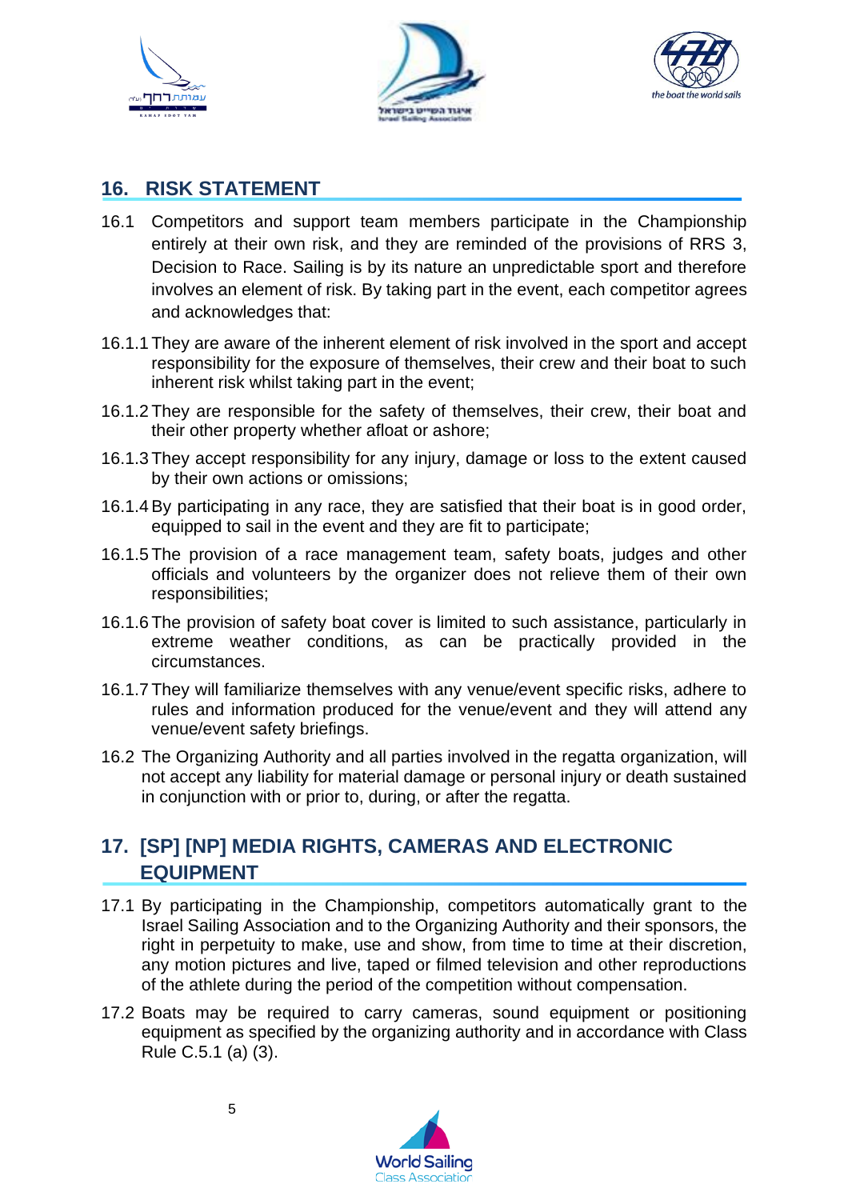## 16. RISK STATEMENT

16.1 Competitors and support team members participate in the Championship entirely at their own risk, and they are reminded of the provisions of RRS 3, Decision to Race. Sailing is by its nature an unpredictable sport and therefore involves an element of risk. By taking part in the event, each competitor agrees and acknowledges that:

16.1.1 They are aware of the inherent element of risk involved in the sport and accept responsibility for the exposure of themselves, their crew and their boat to such inherent risk whilst taking part in the event;

16.1.2 They are responsible for the safety of themselves, their crew, their boat and their other property whether afloat or ashore;

16.1.3 They accept responsibility for any injury, damage or loss to the extent caused by their own actions or omissions;

16.1.4 By participating in any race, they are satisfied that their boat is in good order, equipped to sail in the event and they are fit to participate;

16.1.5 The provision of a race management team, safety boats, judges and other officials and volunteers by the organizer does not relieve them of their own responsibilities;

16.1.6 The provision of safety boat cover is limited to such assistance, particularly in extreme weather conditions, as can be practically provided in the circumstances.

16.1.7 They will familiarize themselves with any venue/event specific risks, adhere to rules and information produced for the venue/event and they will attend any venue/event safety briefings.

16.2 The Organizing Authority and all parties involved in the regatta organization, will not accept any liability for material damage or personal injury or death sustained in conjunction with or prior to, during, or after the regatta.

## 17. [SP] [NP] MEDIA RIGHTS, CAMERAS AND ELECTRONIC EQUIPMENT

17.1 By participating in the Championship, competitors automatically grant to the Israel Sailing Association and to the Organizing Authority and their sponsors, the right in perpetuity to make, use and show, from time to time at their discretion, any motion pictures and live, taped or filmed television and other reproductions of the athlete during the period of the competition without compensation.

17.2 Boats may be required to carry cameras, sound equipment or positioning equipment as specified by the organizing authority and in accordance with Class Rule C.5.1 (a) (3).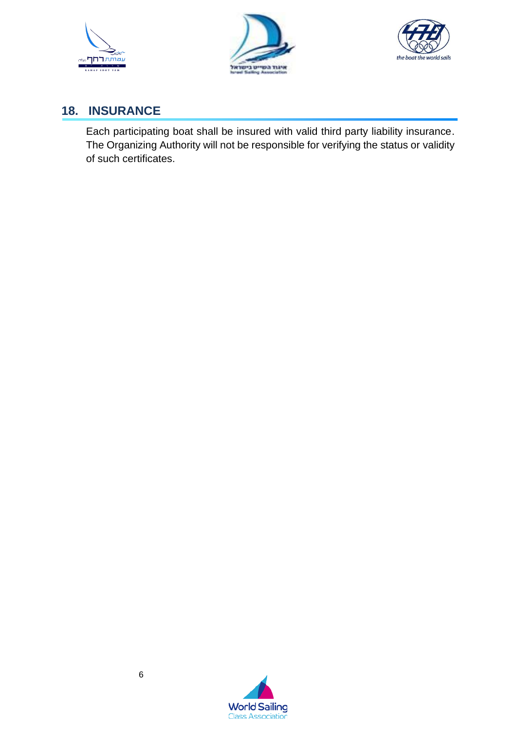## 18. INSURANCE

Each participating boat shall be insured with valid third party liability insurance. The Organizing Authority will not be responsible for verifying the status or validity of such certificates.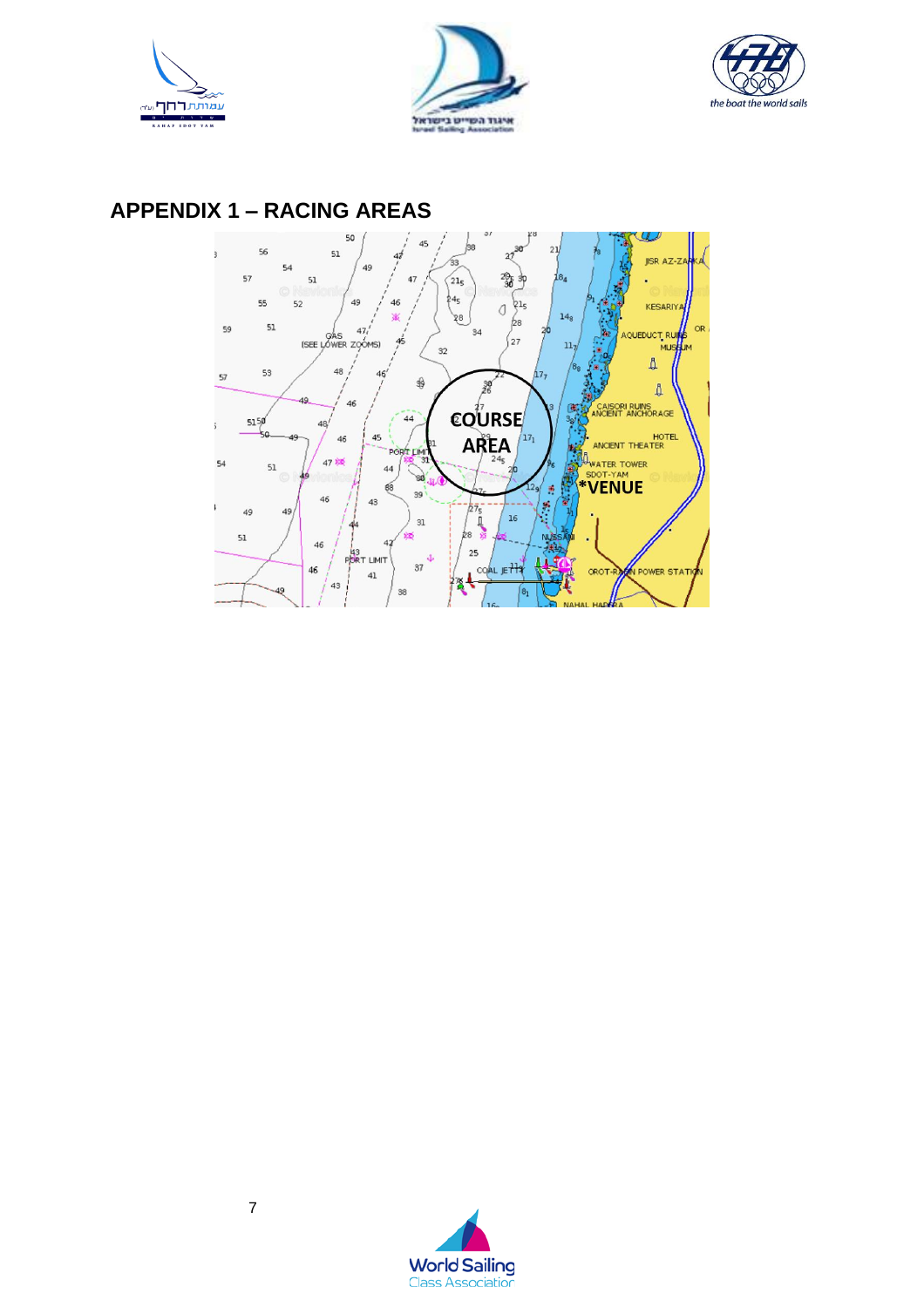## APPENDIX 1 – RACING AREAS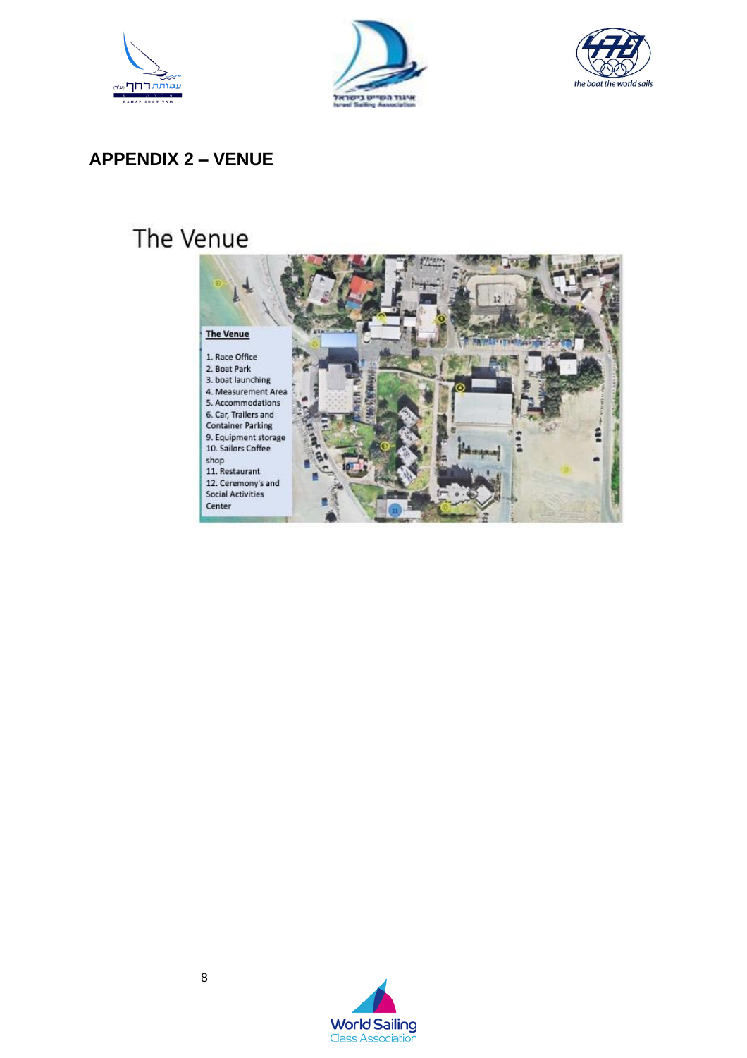## APPENDIX 2 – VENUE

The Venue

The Venue

1. Race Office
2. Boat Park
3. boat launching
4. Measurement Area
5. Accommodations
6. Car, Trailers and Container Parking
9. Equipment storage
10. Sailors Coffee shop
11. Restaurant
12. Ceremony's and Social Activities Center